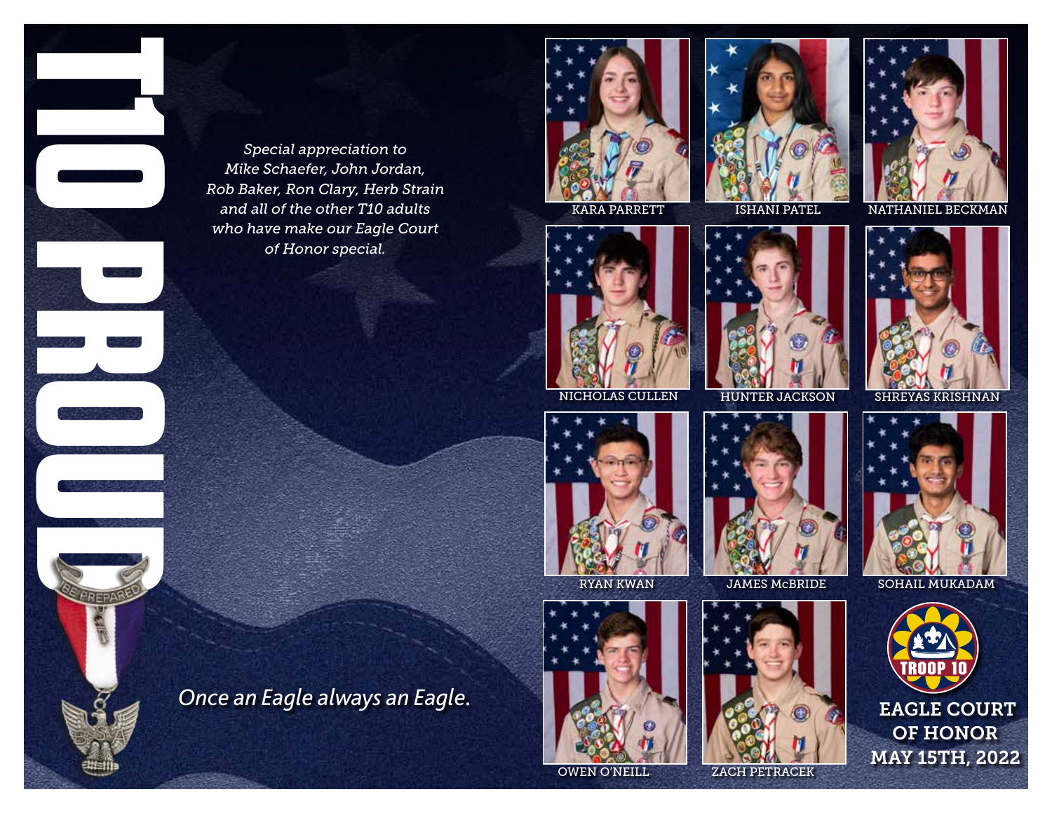# T10 PROUD

*Special appreciation to Mike Schaefer, John Jordan, Rob Baker, Ron Clary, Herb Strain and all of the other T10 adults who have make our Eagle Court of Honor special.*

KARA PARRETT

ISHANI PATEL

NATHANIEL BECKMAN

NICHOLAS CULLEN

HUNTER JACKSON

SHREYAS KRISHNAN

RYAN KWAN

JAMES McBRIDE

SOHAIL MUKADAM

OWEN O'NEILL

ZACH PETRACEK

*Once an Eagle always an Eagle.*

TROOP 10

**EAGLE COURT OF HONOR**
**MAY 15TH, 2022**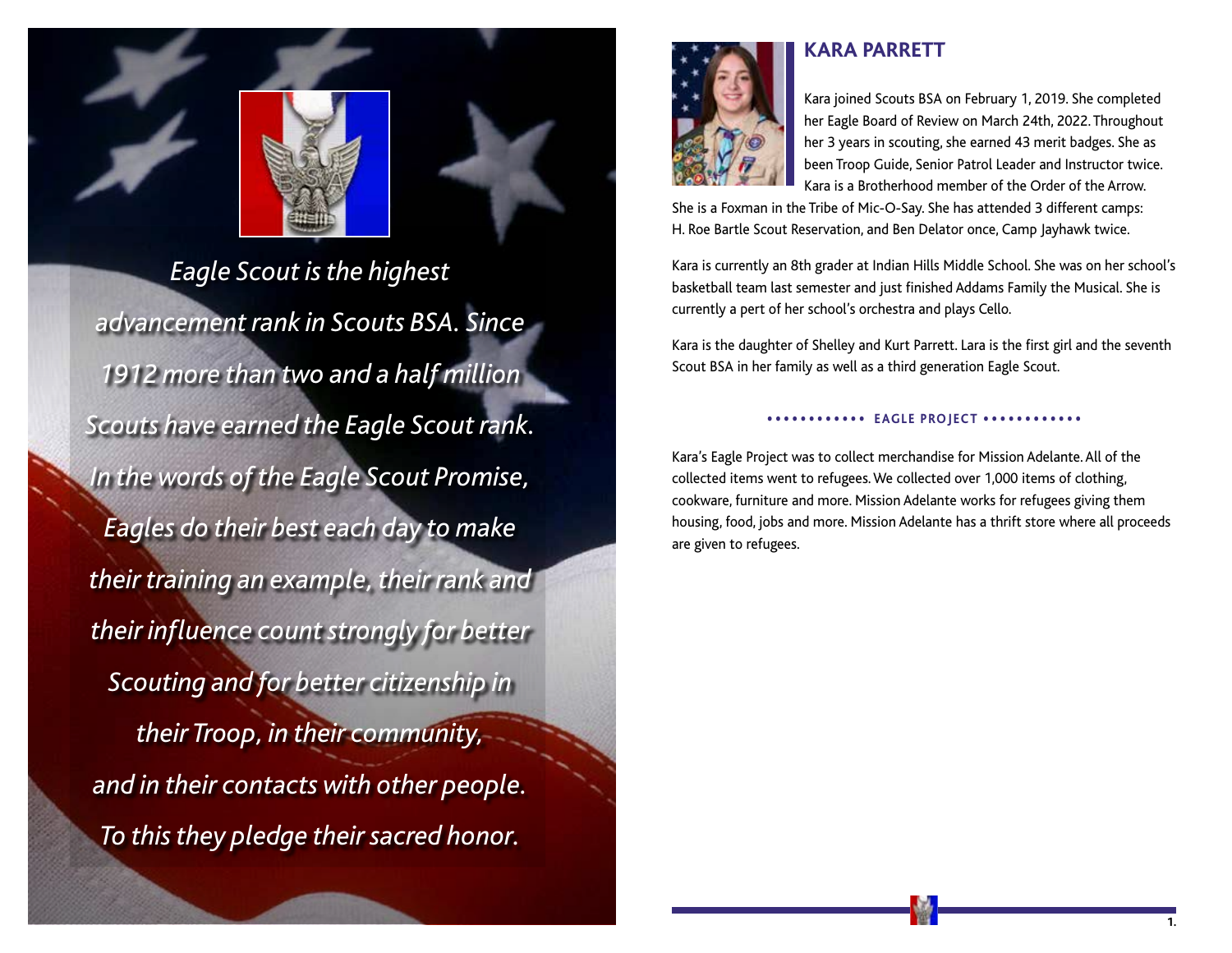*Eagle Scout is the highest advancement rank in Scouts BSA. Since 1912 more than two and a half million Scouts have earned the Eagle Scout rank. In the words of the Eagle Scout Promise, Eagles do their best each day to make their training an example, their rank and their influence count strongly for better Scouting and for better citizenship in their Troop, in their community, and in their contacts with other people. To this they pledge their sacred honor.*

## KARA PARRETT

Kara joined Scouts BSA on February 1, 2019. She completed her Eagle Board of Review on March 24th, 2022. Throughout her 3 years in scouting, she earned 43 merit badges. She as been Troop Guide, Senior Patrol Leader and Instructor twice. Kara is a Brotherhood member of the Order of the Arrow. She is a Foxman in the Tribe of Mic-O-Say. She has attended 3 different camps: H. Roe Bartle Scout Reservation, and Ben Delator once, Camp Jayhawk twice.

Kara is currently an 8th grader at Indian Hills Middle School. She was on her school's basketball team last semester and just finished Addams Family the Musical. She is currently a pert of her school's orchestra and plays Cello.

Kara is the daughter of Shelley and Kurt Parrett. Lara is the first girl and the seventh Scout BSA in her family as well as a third generation Eagle Scout.

### EAGLE PROJECT

Kara's Eagle Project was to collect merchandise for Mission Adelante. All of the collected items went to refugees. We collected over 1,000 items of clothing, cookware, furniture and more. Mission Adelante works for refugees giving them housing, food, jobs and more. Mission Adelante has a thrift store where all proceeds are given to refugees.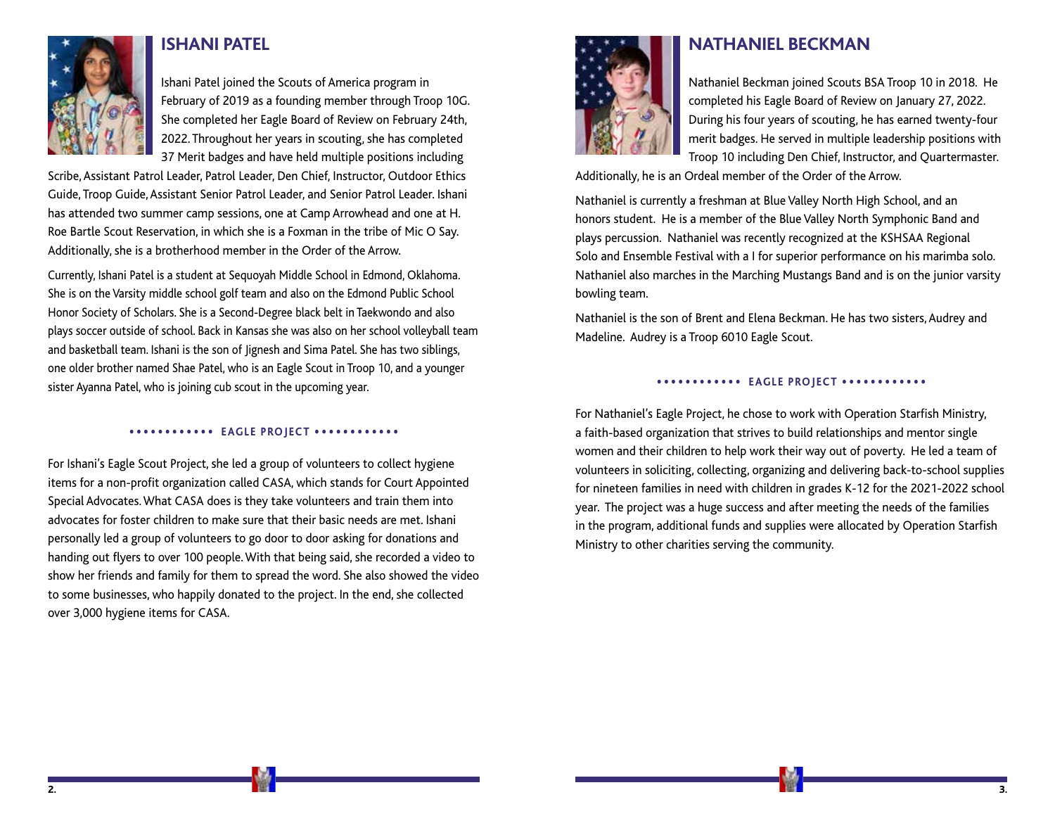## ISHANI PATEL

Ishani Patel joined the Scouts of America program in February of 2019 as a founding member through Troop 10G. She completed her Eagle Board of Review on February 24th, 2022. Throughout her years in scouting, she has completed 37 Merit badges and have held multiple positions including Scribe, Assistant Patrol Leader, Patrol Leader, Den Chief, Instructor, Outdoor Ethics Guide, Troop Guide, Assistant Senior Patrol Leader, and Senior Patrol Leader. Ishani has attended two summer camp sessions, one at Camp Arrowhead and one at H. Roe Bartle Scout Reservation, in which she is a Foxman in the tribe of Mic O Say. Additionally, she is a brotherhood member in the Order of the Arrow.

Currently, Ishani Patel is a student at Sequoyah Middle School in Edmond, Oklahoma. She is on the Varsity middle school golf team and also on the Edmond Public School Honor Society of Scholars. She is a Second-Degree black belt in Taekwondo and also plays soccer outside of school. Back in Kansas she was also on her school volleyball team and basketball team. Ishani is the son of Jignesh and Sima Patel. She has two siblings, one older brother named Shae Patel, who is an Eagle Scout in Troop 10, and a younger sister Ayanna Patel, who is joining cub scout in the upcoming year.

### EAGLE PROJECT

For Ishani's Eagle Scout Project, she led a group of volunteers to collect hygiene items for a non-profit organization called CASA, which stands for Court Appointed Special Advocates. What CASA does is they take volunteers and train them into advocates for foster children to make sure that their basic needs are met. Ishani personally led a group of volunteers to go door to door asking for donations and handing out flyers to over 100 people. With that being said, she recorded a video to show her friends and family for them to spread the word. She also showed the video to some businesses, who happily donated to the project. In the end, she collected over 3,000 hygiene items for CASA.

## NATHANIEL BECKMAN

Nathaniel Beckman joined Scouts BSA Troop 10 in 2018. He completed his Eagle Board of Review on January 27, 2022. During his four years of scouting, he has earned twenty-four merit badges. He served in multiple leadership positions with Troop 10 including Den Chief, Instructor, and Quartermaster. Additionally, he is an Ordeal member of the Order of the Arrow.

Nathaniel is currently a freshman at Blue Valley North High School, and an honors student. He is a member of the Blue Valley North Symphonic Band and plays percussion. Nathaniel was recently recognized at the KSHSAA Regional Solo and Ensemble Festival with a I for superior performance on his marimba solo. Nathaniel also marches in the Marching Mustangs Band and is on the junior varsity bowling team.

Nathaniel is the son of Brent and Elena Beckman. He has two sisters, Audrey and Madeline. Audrey is a Troop 6010 Eagle Scout.

### EAGLE PROJECT

For Nathaniel's Eagle Project, he chose to work with Operation Starfish Ministry, a faith-based organization that strives to build relationships and mentor single women and their children to help work their way out of poverty. He led a team of volunteers in soliciting, collecting, organizing and delivering back-to-school supplies for nineteen families in need with children in grades K-12 for the 2021-2022 school year. The project was a huge success and after meeting the needs of the families in the program, additional funds and supplies were allocated by Operation Starfish Ministry to other charities serving the community.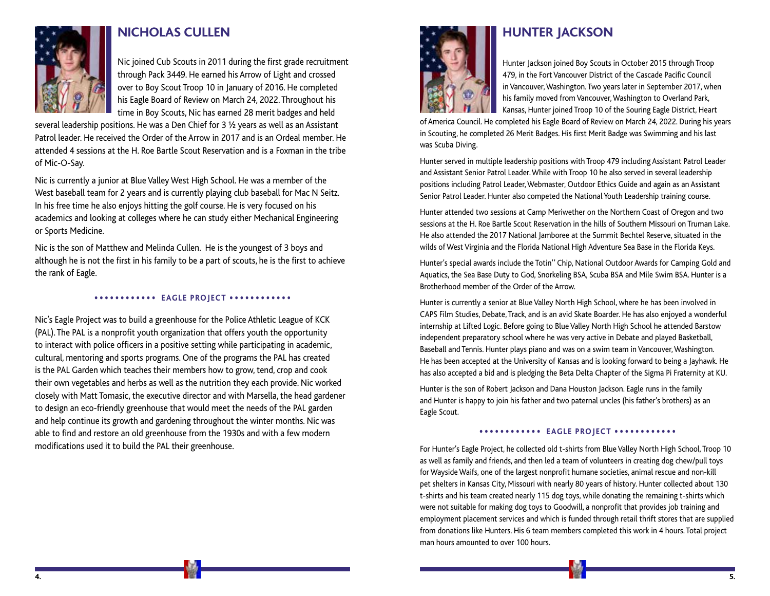## NICHOLAS CULLEN

Nic joined Cub Scouts in 2011 during the first grade recruitment through Pack 3449. He earned his Arrow of Light and crossed over to Boy Scout Troop 10 in January of 2016. He completed his Eagle Board of Review on March 24, 2022. Throughout his time in Boy Scouts, Nic has earned 28 merit badges and held several leadership positions. He was a Den Chief for 3 ½ years as well as an Assistant Patrol leader. He received the Order of the Arrow in 2017 and is an Ordeal member. He attended 4 sessions at the H. Roe Bartle Scout Reservation and is a Foxman in the tribe of Mic-O-Say.

Nic is currently a junior at Blue Valley West High School. He was a member of the West baseball team for 2 years and is currently playing club baseball for Mac N Seitz. In his free time he also enjoys hitting the golf course. He is very focused on his academics and looking at colleges where he can study either Mechanical Engineering or Sports Medicine.

Nic is the son of Matthew and Melinda Cullen. He is the youngest of 3 boys and although he is not the first in his family to be a part of scouts, he is the first to achieve the rank of Eagle.

### EAGLE PROJECT

Nic's Eagle Project was to build a greenhouse for the Police Athletic League of KCK (PAL). The PAL is a nonprofit youth organization that offers youth the opportunity to interact with police officers in a positive setting while participating in academic, cultural, mentoring and sports programs. One of the programs the PAL has created is the PAL Garden which teaches their members how to grow, tend, crop and cook their own vegetables and herbs as well as the nutrition they each provide. Nic worked closely with Matt Tomasic, the executive director and with Marsella, the head gardener to design an eco-friendly greenhouse that would meet the needs of the PAL garden and help continue its growth and gardening throughout the winter months. Nic was able to find and restore an old greenhouse from the 1930s and with a few modern modifications used it to build the PAL their greenhouse.

## HUNTER JACKSON

Hunter Jackson joined Boy Scouts in October 2015 through Troop 479, in the Fort Vancouver District of the Cascade Pacific Council in Vancouver, Washington. Two years later in September 2017, when his family moved from Vancouver, Washington to Overland Park, Kansas, Hunter joined Troop 10 of the Souring Eagle District, Heart of America Council. He completed his Eagle Board of Review on March 24, 2022. During his years in Scouting, he completed 26 Merit Badges. His first Merit Badge was Swimming and his last was Scuba Diving.

Hunter served in multiple leadership positions with Troop 479 including Assistant Patrol Leader and Assistant Senior Patrol Leader. While with Troop 10 he also served in several leadership positions including Patrol Leader, Webmaster, Outdoor Ethics Guide and again as an Assistant Senior Patrol Leader. Hunter also competed the National Youth Leadership training course.

Hunter attended two sessions at Camp Meriwether on the Northern Coast of Oregon and two sessions at the H. Roe Bartle Scout Reservation in the hills of Southern Missouri on Truman Lake. He also attended the 2017 National Jamboree at the Summit Bechtel Reserve, situated in the wilds of West Virginia and the Florida National High Adventure Sea Base in the Florida Keys.

Hunter's special awards include the Totin'' Chip, National Outdoor Awards for Camping Gold and Aquatics, the Sea Base Duty to God, Snorkeling BSA, Scuba BSA and Mile Swim BSA. Hunter is a Brotherhood member of the Order of the Arrow.

Hunter is currently a senior at Blue Valley North High School, where he has been involved in CAPS Film Studies, Debate, Track, and is an avid Skate Boarder. He has also enjoyed a wonderful internship at Lifted Logic. Before going to Blue Valley North High School he attended Barstow independent preparatory school where he was very active in Debate and played Basketball, Baseball and Tennis. Hunter plays piano and was on a swim team in Vancouver, Washington. He has been accepted at the University of Kansas and is looking forward to being a Jayhawk. He has also accepted a bid and is pledging the Beta Delta Chapter of the Sigma Pi Fraternity at KU.

Hunter is the son of Robert Jackson and Dana Houston Jackson. Eagle runs in the family and Hunter is happy to join his father and two paternal uncles (his father's brothers) as an Eagle Scout.

### EAGLE PROJECT

For Hunter's Eagle Project, he collected old t-shirts from Blue Valley North High School, Troop 10 as well as family and friends, and then led a team of volunteers in creating dog chew/pull toys for Wayside Waifs, one of the largest nonprofit humane societies, animal rescue and non-kill pet shelters in Kansas City, Missouri with nearly 80 years of history. Hunter collected about 130 t-shirts and his team created nearly 115 dog toys, while donating the remaining t-shirts which were not suitable for making dog toys to Goodwill, a nonprofit that provides job training and employment placement services and which is funded through retail thrift stores that are supplied from donations like Hunters. His 6 team members completed this work in 4 hours. Total project man hours amounted to over 100 hours.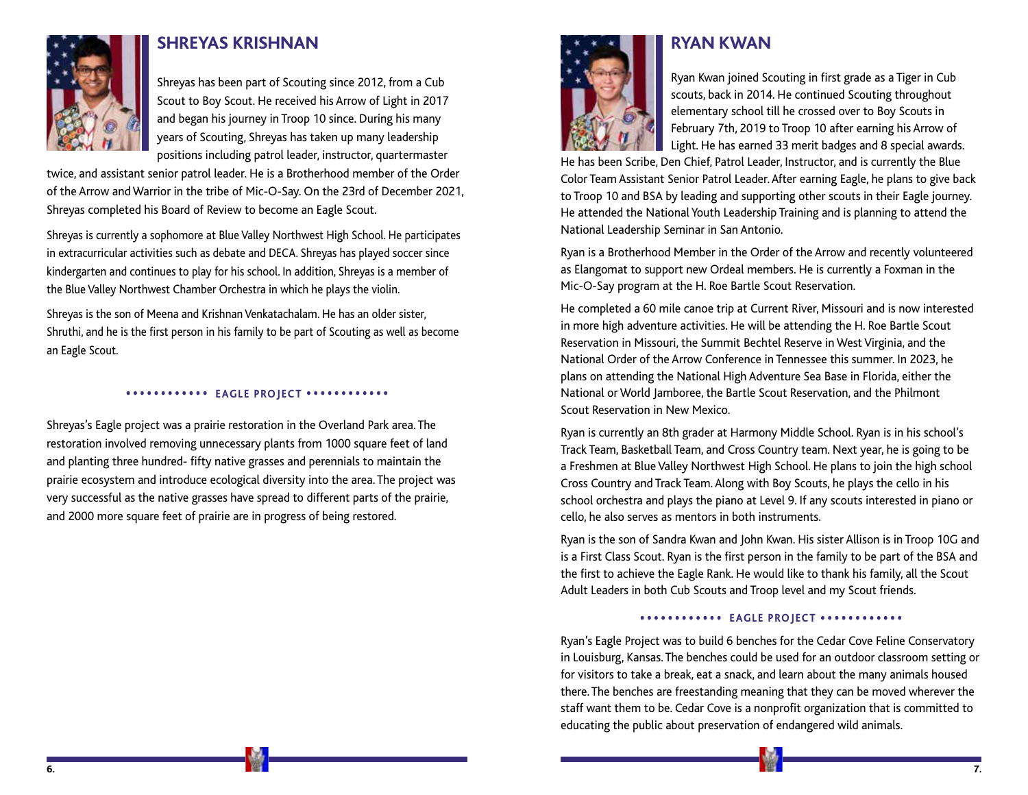## SHREYAS KRISHNAN

Shreyas has been part of Scouting since 2012, from a Cub Scout to Boy Scout. He received his Arrow of Light in 2017 and began his journey in Troop 10 since. During his many years of Scouting, Shreyas has taken up many leadership positions including patrol leader, instructor, quartermaster twice, and assistant senior patrol leader. He is a Brotherhood member of the Order of the Arrow and Warrior in the tribe of Mic-O-Say. On the 23rd of December 2021, Shreyas completed his Board of Review to become an Eagle Scout.

Shreyas is currently a sophomore at Blue Valley Northwest High School. He participates in extracurricular activities such as debate and DECA. Shreyas has played soccer since kindergarten and continues to play for his school. In addition, Shreyas is a member of the Blue Valley Northwest Chamber Orchestra in which he plays the violin.

Shreyas is the son of Meena and Krishnan Venkatachalam. He has an older sister, Shruthi, and he is the first person in his family to be part of Scouting as well as become an Eagle Scout.

### EAGLE PROJECT

Shreyas's Eagle project was a prairie restoration in the Overland Park area. The restoration involved removing unnecessary plants from 1000 square feet of land and planting three hundred- fifty native grasses and perennials to maintain the prairie ecosystem and introduce ecological diversity into the area. The project was very successful as the native grasses have spread to different parts of the prairie, and 2000 more square feet of prairie are in progress of being restored.

## RYAN KWAN

Ryan Kwan joined Scouting in first grade as a Tiger in Cub scouts, back in 2014. He continued Scouting throughout elementary school till he crossed over to Boy Scouts in February 7th, 2019 to Troop 10 after earning his Arrow of Light. He has earned 33 merit badges and 8 special awards. He has been Scribe, Den Chief, Patrol Leader, Instructor, and is currently the Blue Color Team Assistant Senior Patrol Leader. After earning Eagle, he plans to give back to Troop 10 and BSA by leading and supporting other scouts in their Eagle journey. He attended the National Youth Leadership Training and is planning to attend the National Leadership Seminar in San Antonio.

Ryan is a Brotherhood Member in the Order of the Arrow and recently volunteered as Elangomat to support new Ordeal members. He is currently a Foxman in the Mic-O-Say program at the H. Roe Bartle Scout Reservation.

He completed a 60 mile canoe trip at Current River, Missouri and is now interested in more high adventure activities. He will be attending the H. Roe Bartle Scout Reservation in Missouri, the Summit Bechtel Reserve in West Virginia, and the National Order of the Arrow Conference in Tennessee this summer. In 2023, he plans on attending the National High Adventure Sea Base in Florida, either the National or World Jamboree, the Bartle Scout Reservation, and the Philmont Scout Reservation in New Mexico.

Ryan is currently an 8th grader at Harmony Middle School. Ryan is in his school's Track Team, Basketball Team, and Cross Country team. Next year, he is going to be a Freshmen at Blue Valley Northwest High School. He plans to join the high school Cross Country and Track Team. Along with Boy Scouts, he plays the cello in his school orchestra and plays the piano at Level 9. If any scouts interested in piano or cello, he also serves as mentors in both instruments.

Ryan is the son of Sandra Kwan and John Kwan. His sister Allison is in Troop 10G and is a First Class Scout. Ryan is the first person in the family to be part of the BSA and the first to achieve the Eagle Rank. He would like to thank his family, all the Scout Adult Leaders in both Cub Scouts and Troop level and my Scout friends.

### EAGLE PROJECT

Ryan's Eagle Project was to build 6 benches for the Cedar Cove Feline Conservatory in Louisburg, Kansas. The benches could be used for an outdoor classroom setting or for visitors to take a break, eat a snack, and learn about the many animals housed there. The benches are freestanding meaning that they can be moved wherever the staff want them to be. Cedar Cove is a nonprofit organization that is committed to educating the public about preservation of endangered wild animals.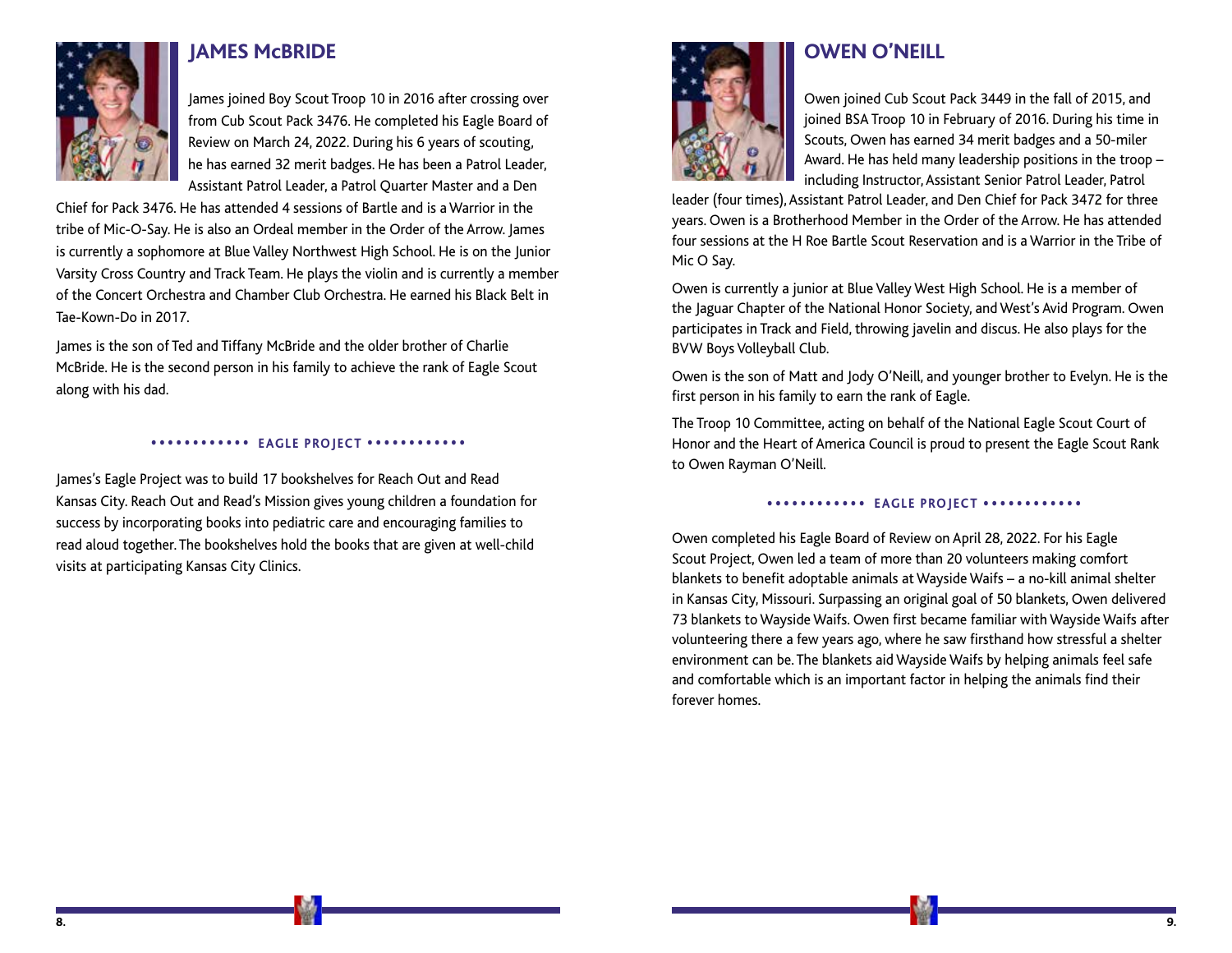## JAMES McBRIDE

James joined Boy Scout Troop 10 in 2016 after crossing over from Cub Scout Pack 3476. He completed his Eagle Board of Review on March 24, 2022. During his 6 years of scouting, he has earned 32 merit badges. He has been a Patrol Leader, Assistant Patrol Leader, a Patrol Quarter Master and a Den Chief for Pack 3476. He has attended 4 sessions of Bartle and is a Warrior in the tribe of Mic-O-Say. He is also an Ordeal member in the Order of the Arrow. James is currently a sophomore at Blue Valley Northwest High School. He is on the Junior Varsity Cross Country and Track Team. He plays the violin and is currently a member of the Concert Orchestra and Chamber Club Orchestra. He earned his Black Belt in Tae-Kown-Do in 2017.

James is the son of Ted and Tiffany McBride and the older brother of Charlie McBride. He is the second person in his family to achieve the rank of Eagle Scout along with his dad.

### EAGLE PROJECT

James's Eagle Project was to build 17 bookshelves for Reach Out and Read Kansas City. Reach Out and Read's Mission gives young children a foundation for success by incorporating books into pediatric care and encouraging families to read aloud together. The bookshelves hold the books that are given at well-child visits at participating Kansas City Clinics.

## OWEN O'NEILL

Owen joined Cub Scout Pack 3449 in the fall of 2015, and joined BSA Troop 10 in February of 2016. During his time in Scouts, Owen has earned 34 merit badges and a 50-miler Award. He has held many leadership positions in the troop – including Instructor, Assistant Senior Patrol Leader, Patrol leader (four times), Assistant Patrol Leader, and Den Chief for Pack 3472 for three years. Owen is a Brotherhood Member in the Order of the Arrow. He has attended four sessions at the H Roe Bartle Scout Reservation and is a Warrior in the Tribe of Mic O Say.

Owen is currently a junior at Blue Valley West High School. He is a member of the Jaguar Chapter of the National Honor Society, and West's Avid Program. Owen participates in Track and Field, throwing javelin and discus. He also plays for the BVW Boys Volleyball Club.

Owen is the son of Matt and Jody O'Neill, and younger brother to Evelyn. He is the first person in his family to earn the rank of Eagle.

The Troop 10 Committee, acting on behalf of the National Eagle Scout Court of Honor and the Heart of America Council is proud to present the Eagle Scout Rank to Owen Rayman O'Neill.

### EAGLE PROJECT

Owen completed his Eagle Board of Review on April 28, 2022. For his Eagle Scout Project, Owen led a team of more than 20 volunteers making comfort blankets to benefit adoptable animals at Wayside Waifs – a no-kill animal shelter in Kansas City, Missouri. Surpassing an original goal of 50 blankets, Owen delivered 73 blankets to Wayside Waifs. Owen first became familiar with Wayside Waifs after volunteering there a few years ago, where he saw firsthand how stressful a shelter environment can be. The blankets aid Wayside Waifs by helping animals feel safe and comfortable which is an important factor in helping the animals find their forever homes.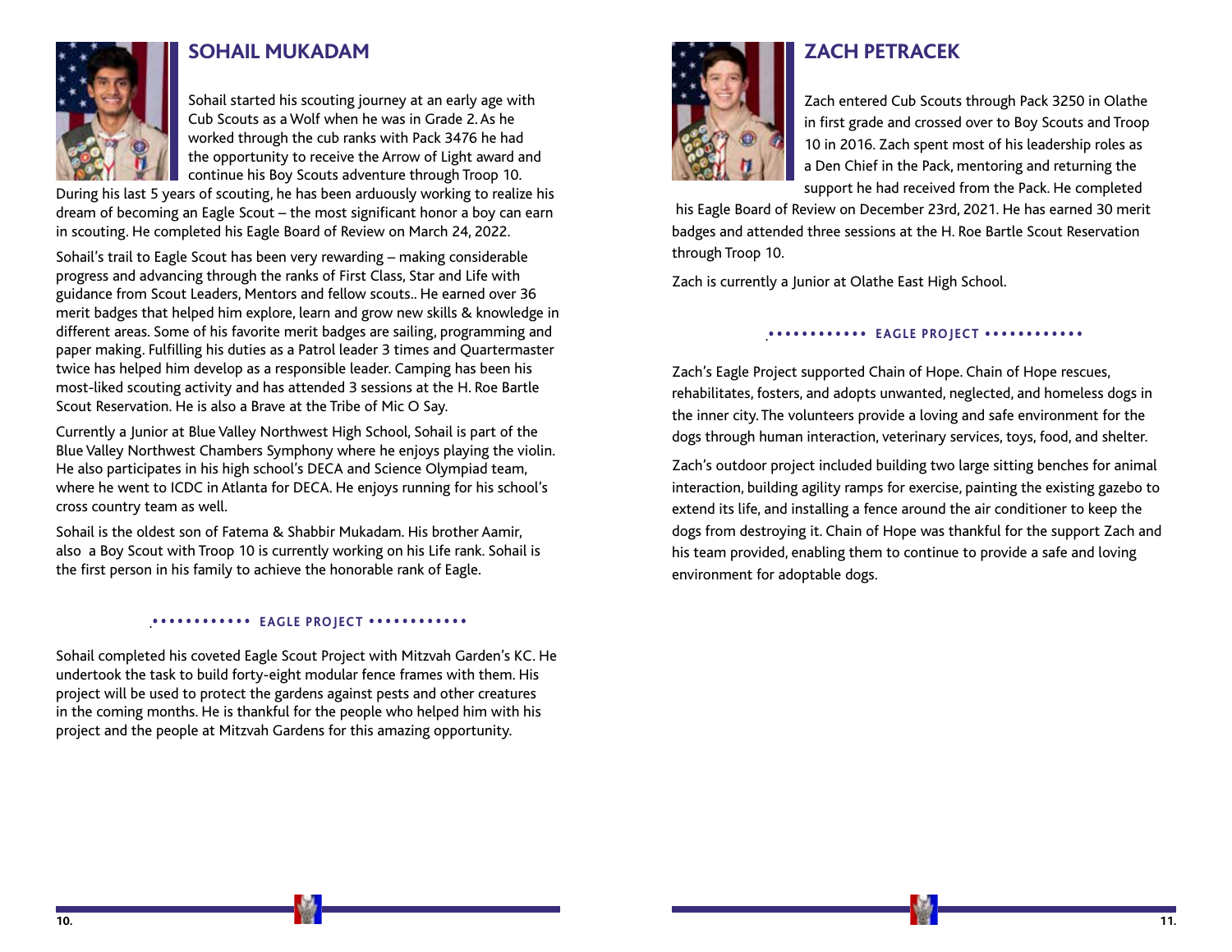## SOHAIL MUKADAM

Sohail started his scouting journey at an early age with Cub Scouts as a Wolf when he was in Grade 2. As he worked through the cub ranks with Pack 3476 he had the opportunity to receive the Arrow of Light award and continue his Boy Scouts adventure through Troop 10. During his last 5 years of scouting, he has been arduously working to realize his dream of becoming an Eagle Scout – the most significant honor a boy can earn in scouting. He completed his Eagle Board of Review on March 24, 2022.

Sohail's trail to Eagle Scout has been very rewarding – making considerable progress and advancing through the ranks of First Class, Star and Life with guidance from Scout Leaders, Mentors and fellow scouts.. He earned over 36 merit badges that helped him explore, learn and grow new skills & knowledge in different areas. Some of his favorite merit badges are sailing, programming and paper making. Fulfilling his duties as a Patrol leader 3 times and Quartermaster twice has helped him develop as a responsible leader. Camping has been his most-liked scouting activity and has attended 3 sessions at the H. Roe Bartle Scout Reservation. He is also a Brave at the Tribe of Mic O Say.

Currently a Junior at Blue Valley Northwest High School, Sohail is part of the Blue Valley Northwest Chambers Symphony where he enjoys playing the violin. He also participates in his high school's DECA and Science Olympiad team, where he went to ICDC in Atlanta for DECA. He enjoys running for his school's cross country team as well.

Sohail is the oldest son of Fatema & Shabbir Mukadam. His brother Aamir, also a Boy Scout with Troop 10 is currently working on his Life rank. Sohail is the first person in his family to achieve the honorable rank of Eagle.

### EAGLE PROJECT

Sohail completed his coveted Eagle Scout Project with Mitzvah Garden's KC. He undertook the task to build forty-eight modular fence frames with them. His project will be used to protect the gardens against pests and other creatures in the coming months. He is thankful for the people who helped him with his project and the people at Mitzvah Gardens for this amazing opportunity.

## ZACH PETRACEK

Zach entered Cub Scouts through Pack 3250 in Olathe in first grade and crossed over to Boy Scouts and Troop 10 in 2016. Zach spent most of his leadership roles as a Den Chief in the Pack, mentoring and returning the support he had received from the Pack. He completed his Eagle Board of Review on December 23rd, 2021. He has earned 30 merit badges and attended three sessions at the H. Roe Bartle Scout Reservation through Troop 10.

Zach is currently a Junior at Olathe East High School.

### EAGLE PROJECT

Zach's Eagle Project supported Chain of Hope. Chain of Hope rescues, rehabilitates, fosters, and adopts unwanted, neglected, and homeless dogs in the inner city. The volunteers provide a loving and safe environment for the dogs through human interaction, veterinary services, toys, food, and shelter.

Zach's outdoor project included building two large sitting benches for animal interaction, building agility ramps for exercise, painting the existing gazebo to extend its life, and installing a fence around the air conditioner to keep the dogs from destroying it. Chain of Hope was thankful for the support Zach and his team provided, enabling them to continue to provide a safe and loving environment for adoptable dogs.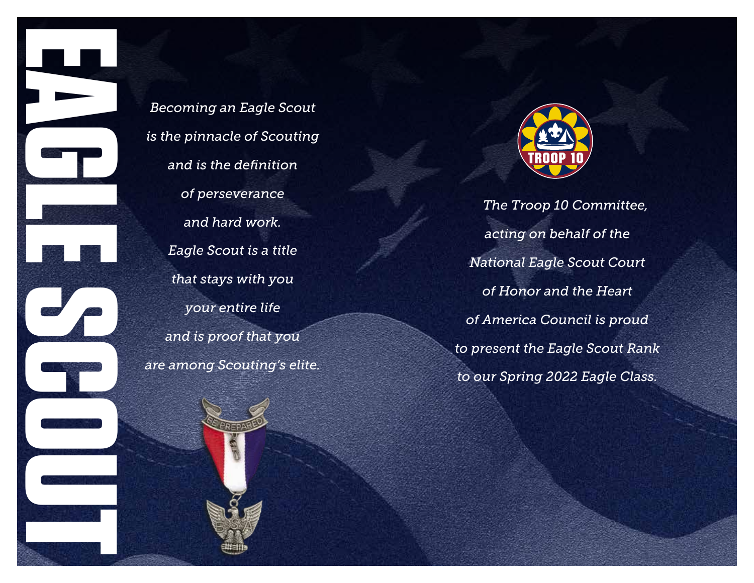# EAGLE SCOUT

*Becoming an Eagle Scout*
*is the pinnacle of Scouting*
*and is the definition*
*of perseverance*
*and hard work.*
*Eagle Scout is a title*
*that stays with you*
*your entire life*
*and is proof that you*
*are among Scouting's elite.*

BE PREPARED

TROOP 10

*The Troop 10 Committee,*
*acting on behalf of the*
*National Eagle Scout Court*
*of Honor and the Heart*
*of America Council is proud*
*to present the Eagle Scout Rank*
*to our Spring 2022 Eagle Class.*